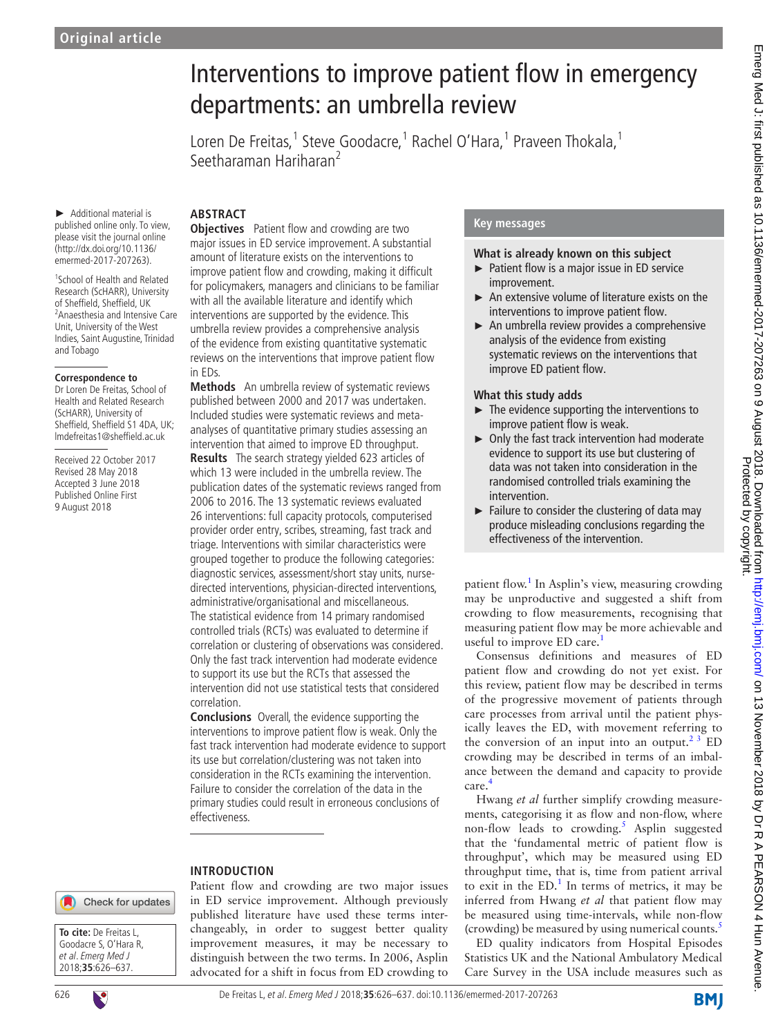Original article

# Interventions to improve patient flow in emergency departments: an umbrella review

Loren De Freitas,[1] Steve Goodacre,[1] Rachel O'Hara,[1] Praveen Thokala,[1] Seetharaman Hariharan[2]

► Additional material is published online only. To view, please visit the journal online (http://dx.doi.org/10.1136/emermed-2017-207263).

[1]School of Health and Related Research (ScHARR), University of Sheffield, Sheffield, UK
[2]Anaesthesia and Intensive Care Unit, University of the West Indies, Saint Augustine, Trinidad and Tobago

**Correspondence to**
Dr Loren De Freitas, School of Health and Related Research (ScHARR), University of Sheffield, Sheffield S1 4DA, UK; lmdefreitas1@sheffield.ac.uk

Received 22 October 2017
Revised 28 May 2018
Accepted 3 June 2018
Published Online First 9 August 2018

**To cite:** De Freitas L, Goodacre S, O'Hara R, *et al*. *Emerg Med J* 2018;**35**:626–637.

## ABSTRACT

**Objectives** Patient flow and crowding are two major issues in ED service improvement. A substantial amount of literature exists on the interventions to improve patient flow and crowding, making it difficult for policymakers, managers and clinicians to be familiar with all the available literature and identify which interventions are supported by the evidence. This umbrella review provides a comprehensive analysis of the evidence from existing quantitative systematic reviews on the interventions that improve patient flow in EDs.

**Methods** An umbrella review of systematic reviews published between 2000 and 2017 was undertaken. Included studies were systematic reviews and meta-analyses of quantitative primary studies assessing an intervention that aimed to improve ED throughput.

**Results** The search strategy yielded 623 articles of which 13 were included in the umbrella review. The publication dates of the systematic reviews ranged from 2006 to 2016. The 13 systematic reviews evaluated 26 interventions: full capacity protocols, computerised provider order entry, scribes, streaming, fast track and triage. Interventions with similar characteristics were grouped together to produce the following categories: diagnostic services, assessment/short stay units, nurse-directed interventions, physician-directed interventions, administrative/organisational and miscellaneous. The statistical evidence from 14 primary randomised controlled trials (RCTs) was evaluated to determine if correlation or clustering of observations was considered. Only the fast track intervention had moderate evidence to support its use but the RCTs that assessed the intervention did not use statistical tests that considered correlation.

**Conclusions** Overall, the evidence supporting the interventions to improve patient flow is weak. Only the fast track intervention had moderate evidence to support its use but correlation/clustering was not taken into consideration in the RCTs examining the intervention. Failure to consider the correlation of the data in the primary studies could result in erroneous conclusions of effectiveness.

### Key messages

**What is already known on this subject**

- ► Patient flow is a major issue in ED service improvement.
- ► An extensive volume of literature exists on the interventions to improve patient flow.
- ► An umbrella review provides a comprehensive analysis of the evidence from existing systematic reviews on the interventions that improve ED patient flow.

**What this study adds**

- ► The evidence supporting the interventions to improve patient flow is weak.
- ► Only the fast track intervention had moderate evidence to support its use but clustering of data was not taken into consideration in the randomised controlled trials examining the intervention.
- ► Failure to consider the clustering of data may produce misleading conclusions regarding the effectiveness of the intervention.

## INTRODUCTION

Patient flow and crowding are two major issues in ED service improvement. Although previously published literature have used these terms interchangeably, in order to suggest better quality improvement measures, it may be necessary to distinguish between the two terms. In 2006, Asplin advocated for a shift in focus from ED crowding to patient flow.[1] In Asplin's view, measuring crowding may be unproductive and suggested a shift from crowding to flow measurements, recognising that measuring patient flow may be more achievable and useful to improve ED care.[1]

Consensus definitions and measures of ED patient flow and crowding do not yet exist. For this review, patient flow may be described in terms of the progressive movement of patients through care processes from arrival until the patient physically leaves the ED, with movement referring to the conversion of an input into an output.[2,3] ED crowding may be described in terms of an imbalance between the demand and capacity to provide care.[4]

Hwang *et al* further simplify crowding measurements, categorising it as flow and non-flow, where non-flow leads to crowding.[5] Asplin suggested that the 'fundamental metric of patient flow is throughput', which may be measured using ED throughput time, that is, time from patient arrival to exit in the ED.[1] In terms of metrics, it may be inferred from Hwang *et al* that patient flow may be measured using time-intervals, while non-flow (crowding) be measured by using numerical counts.[5]

ED quality indicators from Hospital Episodes Statistics UK and the National Ambulatory Medical Care Survey in the USA include measures such as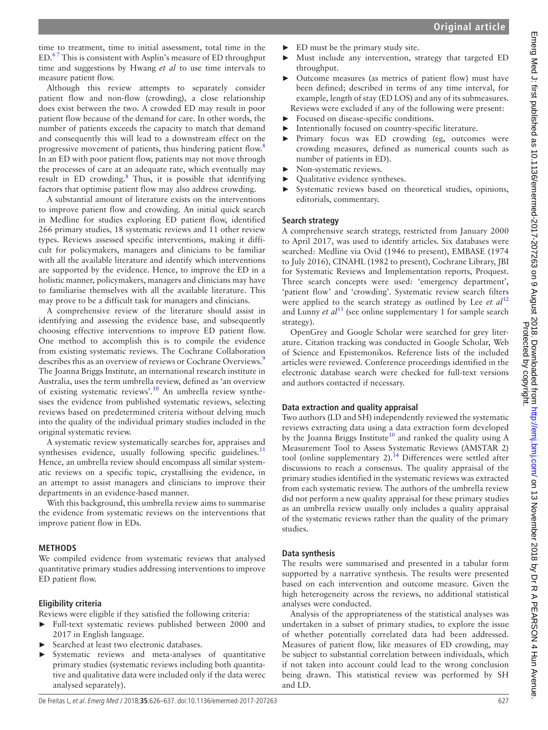time to treatment, time to initial assessment, total time in the ED.[6,7] This is consistent with Asplin's measure of ED throughput time and suggestions by Hwang *et al* to use time intervals to measure patient flow.

Although this review attempts to separately consider patient flow and non-flow (crowding), a close relationship does exist between the two. A crowded ED may result in poor patient flow because of the demand for care. In other words, the number of patients exceeds the capacity to match that demand and consequently this will lead to a downstream effect on the progressive movement of patients, thus hindering patient flow.[8] In an ED with poor patient flow, patients may not move through the processes of care at an adequate rate, which eventually may result in ED crowding.[8] Thus, it is possible that identifying factors that optimise patient flow may also address crowding.

A substantial amount of literature exists on the interventions to improve patient flow and crowding. An initial quick search in Medline for studies exploring ED patient flow, identified 266 primary studies, 18 systematic reviews and 11 other review types. Reviews assessed specific interventions, making it difficult for policymakers, managers and clinicians to be familiar with all the available literature and identify which interventions are supported by the evidence. Hence, to improve the ED in a holistic manner, policymakers, managers and clinicians may have to familiarise themselves with all the available literature. This may prove to be a difficult task for managers and clinicians.

A comprehensive review of the literature should assist in identifying and assessing the evidence base, and subsequently choosing effective interventions to improve ED patient flow. One method to accomplish this is to compile the evidence from existing systematic reviews. The Cochrane Collaboration describes this as an overview of reviews or Cochrane Overviews.[9] The Joanna Briggs Institute, an international research institute in Australia, uses the term umbrella review, defined as 'an overview of existing systematic reviews'.[10] An umbrella review synthesises the evidence from published systematic reviews, selecting reviews based on predetermined criteria without delving much into the quality of the individual primary studies included in the original systematic review.

A systematic review systematically searches for, appraises and synthesises evidence, usually following specific guidelines.[11] Hence, an umbrella review should encompass all similar systematic reviews on a specific topic, crystallising the evidence, in an attempt to assist managers and clinicians to improve their departments in an evidence-based manner.

With this background, this umbrella review aims to summarise the evidence from systematic reviews on the interventions that improve patient flow in EDs.

## METHODS

We compiled evidence from systematic reviews that analysed quantitative primary studies addressing interventions to improve ED patient flow.

### Eligibility criteria

Reviews were eligible if they satisfied the following criteria:

- Full-text systematic reviews published between 2000 and 2017 in English language.
- Searched at least two electronic databases.
- Systematic reviews and meta-analyses of quantitative primary studies (systematic reviews including both quantitative and qualitative data were included only if the data werec analysed separately).
- ED must be the primary study site.
- Must include any intervention, strategy that targeted ED throughput.
- Outcome measures (as metrics of patient flow) must have been defined; described in terms of any time interval, for example, length of stay (ED LOS) and any of its submeasures.

Reviews were excluded if any of the following were present:

- Focused on disease-specific conditions.
- Intentionally focused on country-specific literature.
- Primary focus was ED crowding (eg, outcomes were crowding measures, defined as numerical counts such as number of patients in ED).
- Non-systematic reviews.
- Qualitative evidence syntheses.
- Systematic reviews based on theoretical studies, opinions, editorials, commentary.

### Search strategy

A comprehensive search strategy, restricted from January 2000 to April 2017, was used to identify articles. Six databases were searched: Medline via Ovid (1946 to present), EMBASE (1974 to July 2016), CINAHL (1982 to present), Cochrane Library, JBI for Systematic Reviews and Implementation reports, Proquest. Three search concepts were used: 'emergency department', 'patient flow' and 'crowding'. Systematic review search filters were applied to the search strategy as outlined by Lee *et al*[12] and Lunny *et al*[13] (see online supplementary 1 for sample search strategy).

OpenGrey and Google Scholar were searched for grey literature. Citation tracking was conducted in Google Scholar, Web of Science and Epistemonikos. Reference lists of the included articles were reviewed. Conference proceedings identified in the electronic database search were checked for full-text versions and authors contacted if necessary.

### Data extraction and quality appraisal

Two authors (LD and SH) independently reviewed the systematic reviews extracting data using a data extraction form developed by the Joanna Briggs Institute[10] and ranked the quality using A Measurement Tool to Assess Systematic Reviews (AMSTAR 2) tool (online supplementary 2).[14] Differences were settled after discussions to reach a consensus. The quality appraisal of the primary studies identified in the systematic reviews was extracted from each systematic review. The authors of the umbrella review did not perform a new quality appraisal for these primary studies as an umbrella review usually only includes a quality appraisal of the systematic reviews rather than the quality of the primary studies.

### Data synthesis

The results were summarised and presented in a tabular form supported by a narrative synthesis. The results were presented based on each intervention and outcome measure. Given the high heterogeneity across the reviews, no additional statistical analyses were conducted.

Analysis of the appropriateness of the statistical analyses was undertaken in a subset of primary studies, to explore the issue of whether potentially correlated data had been addressed. Measures of patient flow, like measures of ED crowding, may be subject to substantial correlation between individuals, which if not taken into account could lead to the wrong conclusion being drawn. This statistical review was performed by SH and LD.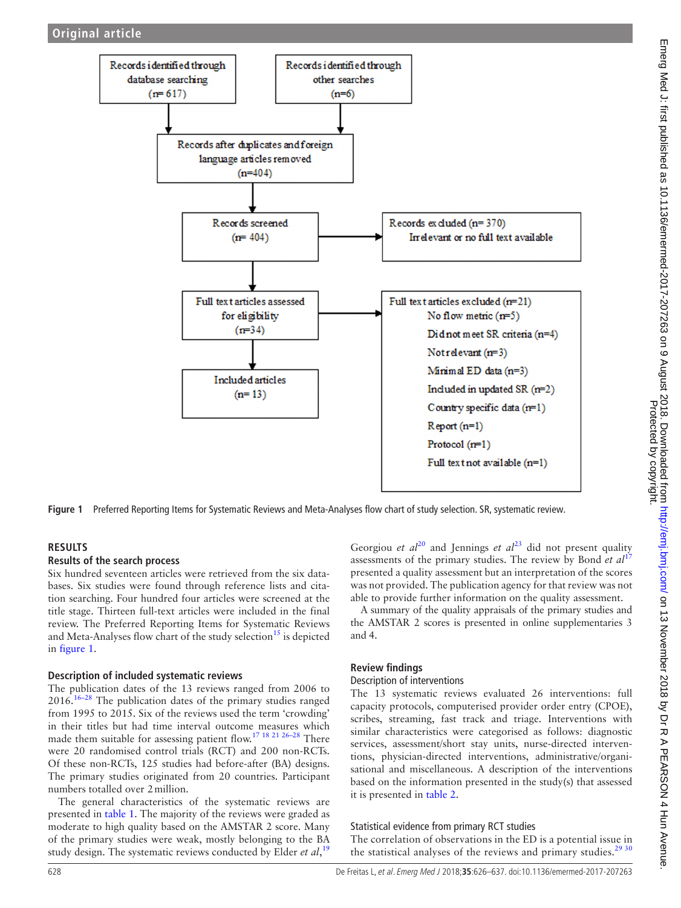Records identified through database searching (n= 617)

Records identified through other searches (n=6)

Records after duplicates and foreign language articles removed (n=404)

Records screened (n= 404)

Records excluded (n= 370) Irrelevant or no full text available

Full text articles assessed for eligibility (n=34)

Full text articles excluded (n=21)
- No flow metric (n=5)
- Did not meet SR criteria (n=4)
- Not relevant (n=3)
- Minimal ED data (n=3)
- Included in updated SR (n=2)
- Country specific data (n=1)
- Report (n=1)
- Protocol (n=1)
- Full text not available (n=1)

Included articles (n= 13)

**Figure 1** Preferred Reporting Items for Systematic Reviews and Meta-Analyses flow chart of study selection. SR, systematic review.

## RESULTS

### Results of the search process

Six hundred seventeen articles were retrieved from the six databases. Six studies were found through reference lists and citation searching. Four hundred four articles were screened at the title stage. Thirteen full-text articles were included in the final review. The Preferred Reporting Items for Systematic Reviews and Meta-Analyses flow chart of the study selection[15] is depicted in figure 1.

### Description of included systematic reviews

The publication dates of the 13 reviews ranged from 2006 to 2016.[16–28] The publication dates of the primary studies ranged from 1995 to 2015. Six of the reviews used the term 'crowding' in their titles but had time interval outcome measures which made them suitable for assessing patient flow.[17 18 21 26–28] There were 20 randomised control trials (RCT) and 200 non-RCTs. Of these non-RCTs, 125 studies had before-after (BA) designs. The primary studies originated from 20 countries. Participant numbers totalled over 2 million.

The general characteristics of the systematic reviews are presented in table 1. The majority of the reviews were graded as moderate to high quality based on the AMSTAR 2 score. Many of the primary studies were weak, mostly belonging to the BA study design. The systematic reviews conducted by Elder *et al*,[19] Georgiou *et al*[20] and Jennings *et al*[23] did not present quality assessments of the primary studies. The review by Bond *et al*[17] presented a quality assessment but an interpretation of the scores was not provided. The publication agency for that review was not able to provide further information on the quality assessment.

A summary of the quality appraisals of the primary studies and the AMSTAR 2 scores is presented in online supplementaries 3 and 4.

### Review findings

#### Description of interventions

The 13 systematic reviews evaluated 26 interventions: full capacity protocols, computerised provider order entry (CPOE), scribes, streaming, fast track and triage. Interventions with similar characteristics were categorised as follows: diagnostic services, assessment/short stay units, nurse-directed interventions, physician-directed interventions, administrative/organisational and miscellaneous. A description of the interventions based on the information presented in the study(s) that assessed it is presented in table 2.

#### Statistical evidence from primary RCT studies

The correlation of observations in the ED is a potential issue in the statistical analyses of the reviews and primary studies.[29 30]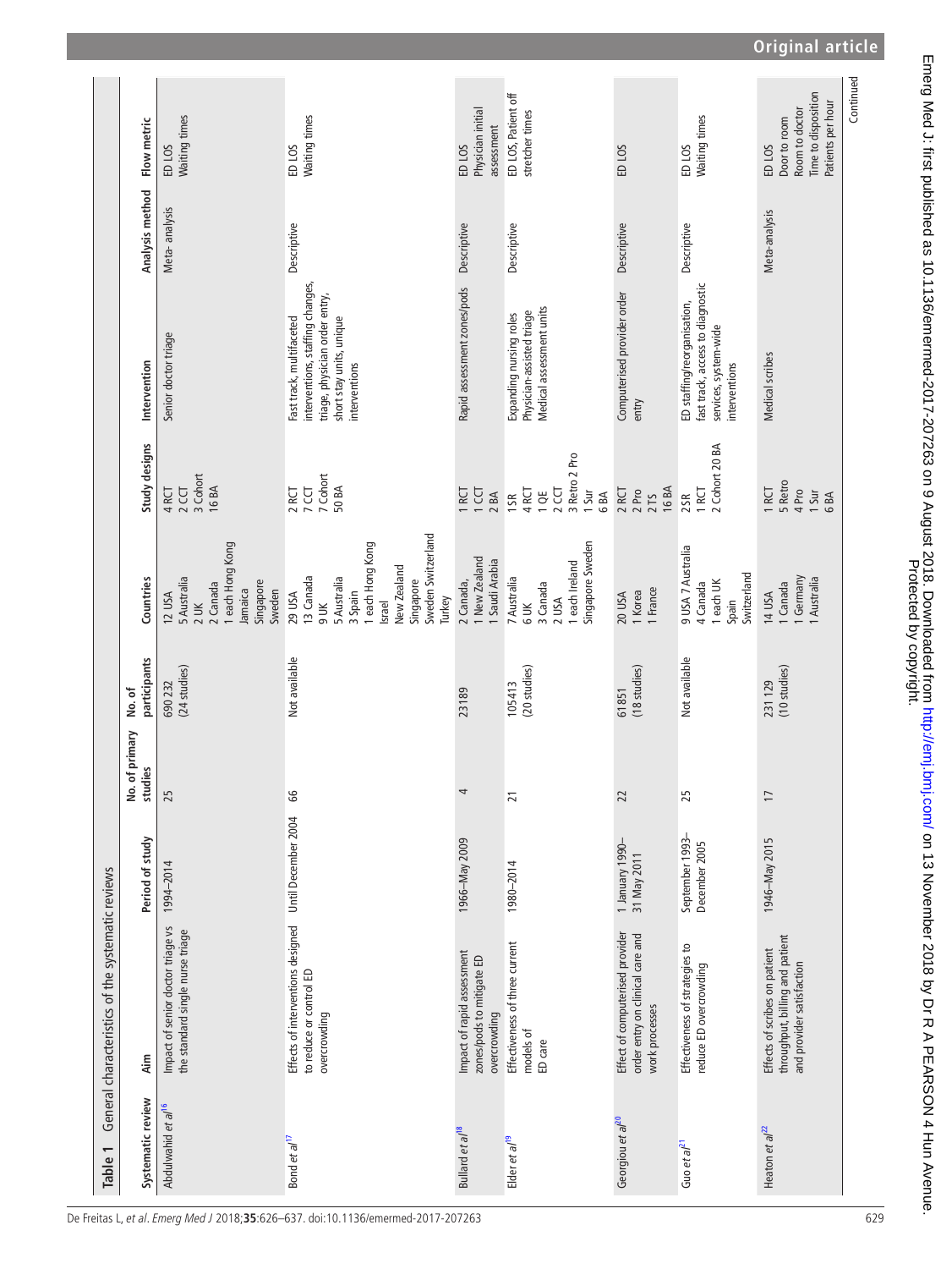**Table 1** General characteristics of the systematic reviews

| Systematic review | Aim | Period of study | No. of primary studies | No. of participants | Countries | Study designs | Intervention | Analysis method | Flow metric |
|---|---|---|---|---|---|---|---|---|---|
| Abdulwahid *et al*[16] | Impact of senior doctor triage vs the standard single nurse triage | 1994–2014 | 25 | 690 232 (24 studies) | 12 USA 5 Australia 2 UK 2 Canada 1 each Hong Kong Jamaica Singapore Sweden | 4 RCT 2 CCT 3 Cohort 16 BA | Senior doctor triage | Meta- analysis | ED LOS Waiting times |
| Bond *et al*[17] | Effects of interventions designed to reduce or control ED overcrowding | Until December 2004 | 66 | Not available | 29 USA 13 Canada 9 UK 5 Australia 3 Spain 1 each Hong Kong Israel New Zealand Singapore Sweden Switzerland Turkey | 2 RCT 7 CCT 7 Cohort 50 BA | Fast track, multifaceted interventions, staffing changes, triage, physician order entry, short stay units, unique interventions | Descriptive | ED LOS Waiting times |
| Bullard *et al*[18] | Impact of rapid assessment zones/pods to mitigate ED overcrowding | 1966–May 2009 | 4 | 23 189 | 2 Canada, 1 New Zealand 1 Saudi Arabia | 1 RCT 1 CCT 2 BA | Rapid assessment zones/pods | Descriptive | ED LOS Physician initial assessment |
| Elder *et al*[19] | Effectiveness of three current models of ED care | 1980–2014 | 21 | 105413 (20 studies) | 7 Australia 6 UK 3 Canada 2 USA 1 each Ireland Singapore Sweden | 1 SR 4 RCT 1 QE 2 CCT 3 Retro 2 Pro 1 Sur 6 BA | Expanding nursing roles Physician-assisted triage Medical assessment units | Descriptive | ED LOS, Patient off stretcher times |
| Georgiou *et al*[20] | Effect of computerised provider order entry on clinical care and work processes | 1 January 1990–31 May 2011 | 22 | 61851 (18 studies) | 20 USA 1 Korea 1 France | 2 RCT 2 Pro 2 TS 16 BA | Computerised provider order entry | Descriptive | ED LOS |
| Guo *et al*[21] | Effectiveness of strategies to reduce ED overcrowding | September 1993–December 2005 | 25 | Not available | 9 USA 7 Australia 4 Canada 1 each UK Spain Switzerland | 2 SR 1 RCT 2 Cohort 20 BA | ED staffing/reorganisation, fast track, access to diagnostic services, system-wide interventions | Descriptive | ED LOS Waiting times |
| Heaton *et al*[22] | Effects of scribes on patient throughput, billing and patient and provider satisfaction | 1946–May 2015 | 17 | 231 129 (10 studies) | 14 USA 1 Canada 1 Germany 1 Australia | 1 RCT 5 Retro 4 Pro 1 Sur 6 BA | Medical scribes | Meta-analysis | ED LOS Door to room Room to doctor Time to disposition Patients per hour |

Continued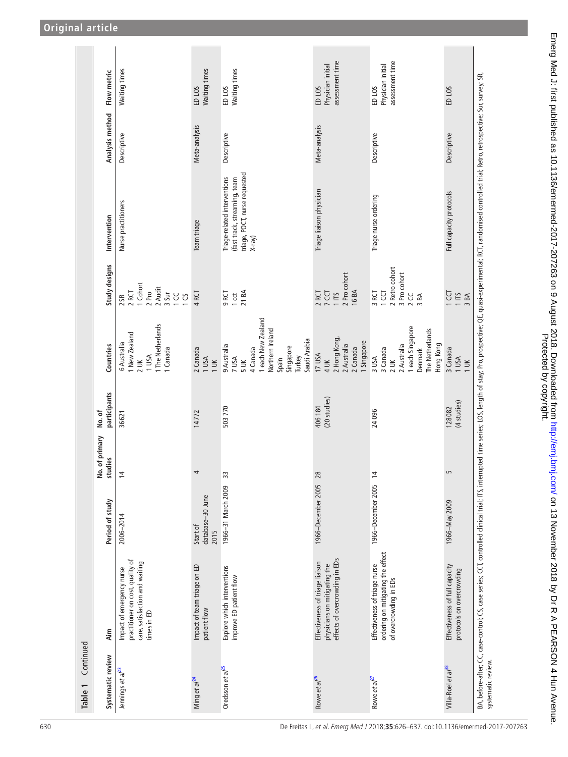**Table 1 Continued**

| Systematic review | Aim | Period of study | No. of primary studies | No. of participants | Countries | Study designs | Intervention | Analysis method | Flow metric |
|---|---|---|---|---|---|---|---|---|---|
| Jennings *et al*[23] | Impact of emergency nurse practitioner on cost, quality of care, satisfaction and waiting times in ED | 2006–2014 | 14 | 36 621 | 6 Australia<br>1 New Zealand<br>2 UK<br>1 USA<br>1 The Netherlands<br>1 Canada | 2 SR<br>2 RCT<br>1 Cohort<br>2 Pro<br>2 Audit<br>3 Sur<br>1 CC<br>1 CS | Nurse practitioners | Descriptive | Waiting times |
| Ming *et al*[24] | Impact of team triage on ED patient flow | Start of database–30 June 2015 | 4 | 14 772 | 2 Canada<br>1 USA<br>1 UK | 4 RCT | Team triage | Meta-analysis | ED LOS<br>Waiting times |
| Oredsson *et al*[25] | Explore which interventions improve ED patient flow | 1966–31 March 2009 | 33 | 503 770 | 9 Australia<br>7 USA<br>5 UK<br>4 Canada<br>1 each New Zealand<br>Northern Ireland<br>Spain<br>Singapore<br>Turkey<br>Saudi Arabia | 9 RCT<br>1 cct<br>21 BA | Triage-related interventions (fast track, streaming, team triage, POCT, nurse requested X-ray) | Descriptive | ED LOS<br>Waiting times |
| Rowe *et al*[26] | Effectiveness of triage liaison physicians on mitigating the effects of overcrowding in EDs | 1966–December 2005 | 28 | 406 184 (20 studies) | 17 USA<br>4 UK<br>2 Hong Kong,<br>2 Australia<br>2 Canada<br>1 Singapore | 2 RCT<br>7 CCT<br>1 ITS<br>2 Pro cohort<br>16 BA | Triage liaison physician | Meta-analysis | ED LOS<br>Physician initial assessment time |
| Rowe *et al*[27] | Effectiveness of triage nurse ordering on mitigating the effect of overcrowding in EDs | 1966–December 2005 | 14 | 24 096 | 3 USA<br>3 Canada<br>2 UK<br>2 Australia<br>1 each Singapore<br>Denmark<br>The Netherlands<br>Hong Kong | 3 RCT<br>1 CCT<br>2 Retro cohort<br>3 Pro cohort<br>2 CC<br>3 BA | Triage nurse ordering | Descriptive | ED LOS<br>Physician initial assessment time |
| Villa-Roel *et al*[28] | Effectiveness of full capacity protocols on overcrowding | 1966–May 2009 | 5 | 128 082 (4 studies) | 3 Canada<br>1 USA<br>1 UK | 1 CCT<br>1 ITS<br>3 BA | Full capacity protocols | Descriptive | ED LOS |

BA, before-after; CC, case-control; CS, case series; CCT, controlled clinical trial; ITS, interrupted time series; LOS, length of stay; Pro, prospective; QE, quasi-experimental; RCT, randomised controlled trial; Retro, retrospective; Sur, survey; SR, systematic review.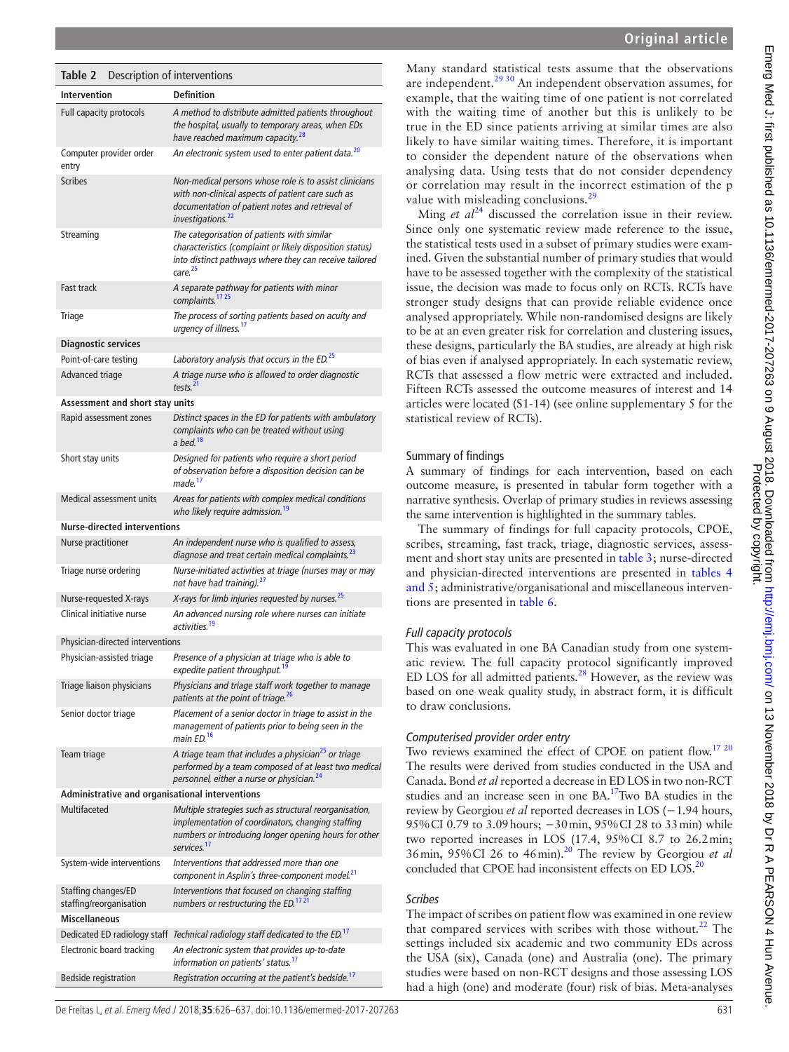**Table 2** Description of interventions

| Intervention | Definition |
|---|---|
| Full capacity protocols | *A method to distribute admitted patients throughout the hospital, usually to temporary areas, when EDs have reached maximum capacity.*[28] |
| Computer provider order entry | *An electronic system used to enter patient data.*[20] |
| Scribes | *Non-medical persons whose role is to assist clinicians with non-clinical aspects of patient care such as documentation of patient notes and retrieval of investigations.*[22] |
| Streaming | *The categorisation of patients with similar characteristics (complaint or likely disposition status) into distinct pathways where they can receive tailored care.*[25] |
| Fast track | *A separate pathway for patients with minor complaints.*[17,25] |
| Triage | *The process of sorting patients based on acuity and urgency of illness.*[17] |
| **Diagnostic services** | |
| Point-of-care testing | *Laboratory analysis that occurs in the ED.*[25] |
| Advanced triage | *A triage nurse who is allowed to order diagnostic tests.*[21] |
| **Assessment and short stay units** | |
| Rapid assessment zones | *Distinct spaces in the ED for patients with ambulatory complaints who can be treated without using a bed.*[18] |
| Short stay units | *Designed for patients who require a short period of observation before a disposition decision can be made.*[17] |
| Medical assessment units | *Areas for patients with complex medical conditions who likely require admission.*[19] |
| **Nurse-directed interventions** | |
| Nurse practitioner | *An independent nurse who is qualified to assess, diagnose and treat certain medical complaints.*[23] |
| Triage nurse ordering | *Nurse-initiated activities at triage (nurses may or may not have had training).*[27] |
| Nurse-requested X-rays | *X-rays for limb injuries requested by nurses.*[25] |
| Clinical initiative nurse | *An advanced nursing role where nurses can initiate activities.*[19] |
| Physician-directed interventions | |
| Physician-assisted triage | *Presence of a physician at triage who is able to expedite patient throughput.*[19] |
| Triage liaison physicians | *Physicians and triage staff work together to manage patients at the point of triage.*[26] |
| Senior doctor triage | *Placement of a senior doctor in triage to assist in the management of patients prior to being seen in the main ED.*[16] |
| Team triage | *A triage team that includes a physician*[25] *or triage performed by a team composed of at least two medical personnel, either a nurse or physician.*[24] |
| **Administrative and organisational interventions** | |
| Multifaceted | *Multiple strategies such as structural reorganisation, implementation of coordinators, changing staffing numbers or introducing longer opening hours for other services.*[17] |
| System-wide interventions | *Interventions that addressed more than one component in Asplin's three-component model.*[21] |
| Staffing changes/ED staffing/reorganisation | *Interventions that focused on changing staffing numbers or restructuring the ED.*[17,21] |
| **Miscellaneous** | |
| Dedicated ED radiology staff | *Technical radiology staff dedicated to the ED.*[17] |
| Electronic board tracking | *An electronic system that provides up-to-date information on patients' status.*[17] |
| Bedside registration | *Registration occurring at the patient's bedside.*[17] |

Many standard statistical tests assume that the observations are independent.[29,30] An independent observation assumes, for example, that the waiting time of one patient is not correlated with the waiting time of another but this is unlikely to be true in the ED since patients arriving at similar times are also likely to have similar waiting times. Therefore, it is important to consider the dependent nature of the observations when analysing data. Using tests that do not consider dependency or correlation may result in the incorrect estimation of the p value with misleading conclusions.[29]

Ming *et al*[24] discussed the correlation issue in their review. Since only one systematic review made reference to the issue, the statistical tests used in a subset of primary studies were examined. Given the substantial number of primary studies that would have to be assessed together with the complexity of the statistical issue, the decision was made to focus only on RCTs. RCTs have stronger study designs that can provide reliable evidence once analysed appropriately. While non-randomised designs are likely to be at an even greater risk for correlation and clustering issues, these designs, particularly the BA studies, are already at high risk of bias even if analysed appropriately. In each systematic review, RCTs that assessed a flow metric were extracted and included. Fifteen RCTs assessed the outcome measures of interest and 14 articles were located (S1-14) (see online supplementary 5 for the statistical review of RCTs).

## Summary of findings

A summary of findings for each intervention, based on each outcome measure, is presented in tabular form together with a narrative synthesis. Overlap of primary studies in reviews assessing the same intervention is highlighted in the summary tables.

The summary of findings for full capacity protocols, CPOE, scribes, streaming, fast track, triage, diagnostic services, assessment and short stay units are presented in table 3; nurse-directed and physician-directed interventions are presented in tables 4 and 5; administrative/organisational and miscellaneous interventions are presented in table 6.

### *Full capacity protocols*

This was evaluated in one BA Canadian study from one systematic review. The full capacity protocol significantly improved ED LOS for all admitted patients.[28] However, as the review was based on one weak quality study, in abstract form, it is difficult to draw conclusions.

### *Computerised provider order entry*

Two reviews examined the effect of CPOE on patient flow.[17,20] The results were derived from studies conducted in the USA and Canada. Bond *et al* reported a decrease in ED LOS in two non-RCT studies and an increase seen in one BA.[17] Two BA studies in the review by Georgiou *et al* reported decreases in LOS (−1.94 hours, 95% CI 0.79 to 3.09 hours; −30 min, 95% CI 28 to 33 min) while two reported increases in LOS (17.4, 95% CI 8.7 to 26.2 min; 36 min, 95% CI 26 to 46 min).[20] The review by Georgiou *et al* concluded that CPOE had inconsistent effects on ED LOS.[20]

### *Scribes*

The impact of scribes on patient flow was examined in one review that compared services with scribes with those without.[22] The settings included six academic and two community EDs across the USA (six), Canada (one) and Australia (one). The primary studies were based on non-RCT designs and those assessing LOS had a high (one) and moderate (four) risk of bias. Meta-analyses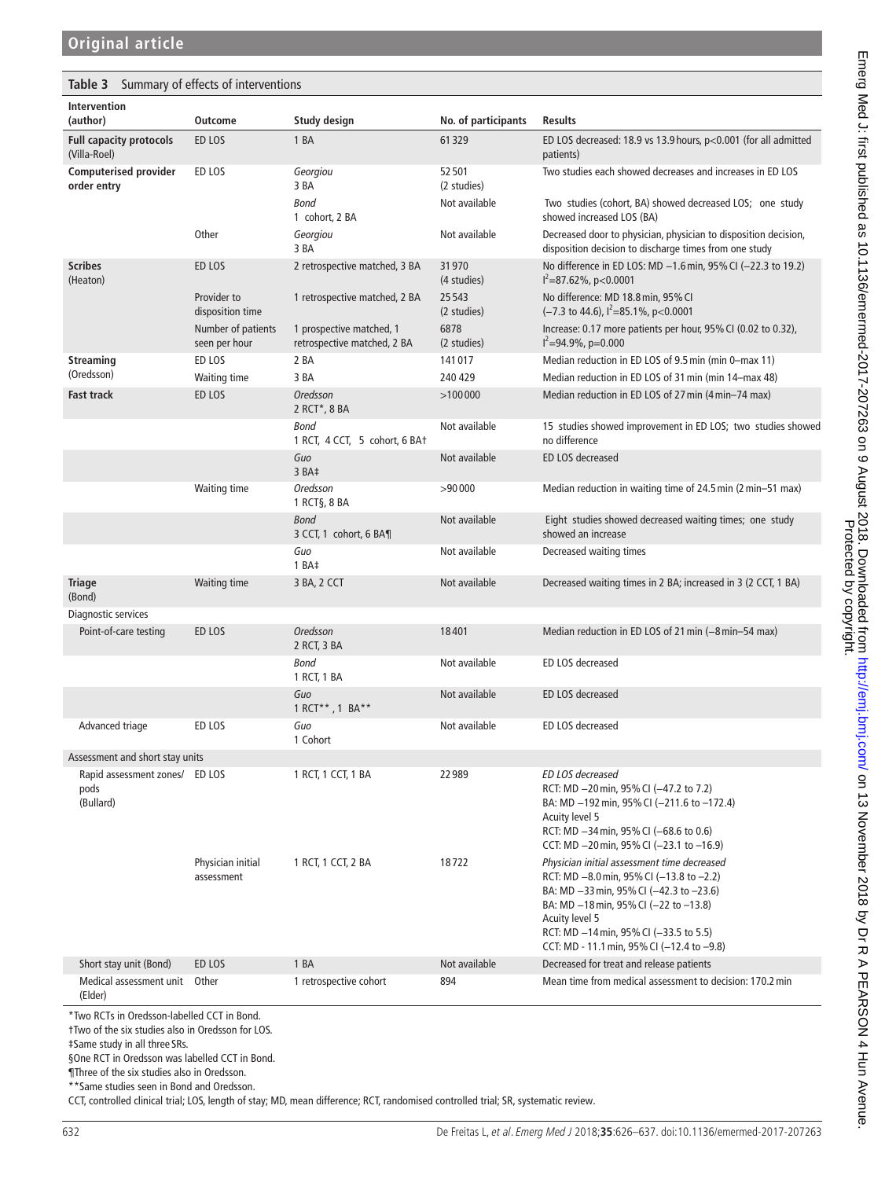**Table 3** Summary of effects of interventions

| Intervention (author) | Outcome | Study design | No. of participants | Results |
|---|---|---|---|---|
| **Full capacity protocols** (Villa-Roel) | ED LOS | 1 BA | 61329 | ED LOS decreased: 18.9 vs 13.9 hours, p<0.001 (for all admitted patients) |
| **Computerised provider order entry** | ED LOS | *Georgiou* 3 BA | 52501 (2 studies) | Two studies each showed decreases and increases in ED LOS |
| | | *Bond* 1 cohort, 2 BA | Not available | Two studies (cohort, BA) showed decreased LOS; one study showed increased LOS (BA) |
| | Other | *Georgiou* 3 BA | Not available | Decreased door to physician, physician to disposition decision, disposition decision to discharge times from one study |
| **Scribes** (Heaton) | ED LOS | 2 retrospective matched, 3 BA | 31970 (4 studies) | No difference in ED LOS: MD −1.6 min, 95% CI (−22.3 to 19.2) $I^2$=87.62%, p<0.0001 |
| | Provider to disposition time | 1 retrospective matched, 2 BA | 25543 (2 studies) | No difference: MD 18.8 min, 95% CI (−7.3 to 44.6), $I^2$=85.1%, p<0.0001 |
| | Number of patients seen per hour | 1 prospective matched, 1 retrospective matched, 2 BA | 6878 (2 studies) | Increase: 0.17 more patients per hour, 95% CI (0.02 to 0.32), $I^2$=94.9%, p=0.000 |
| **Streaming** (Oredsson) | ED LOS | 2 BA | 141017 | Median reduction in ED LOS of 9.5 min (min 0–max 11) |
| | Waiting time | 3 BA | 240429 | Median reduction in ED LOS of 31 min (min 14–max 48) |
| **Fast track** | ED LOS | *Oredsson* 2 RCT*, 8 BA | >100000 | Median reduction in ED LOS of 27 min (4 min–74 max) |
| | | *Bond* 1 RCT, 4 CCT, 5 cohort, 6 BA† | Not available | 15 studies showed improvement in ED LOS; two studies showed no difference |
| | | *Guo* 3 BA‡ | Not available | ED LOS decreased |
| | Waiting time | *Oredsson* 1 RCT§, 8 BA | >90000 | Median reduction in waiting time of 24.5 min (2 min–51 max) |
| | | *Bond* 3 CCT, 1 cohort, 6 BA¶ | Not available | Eight studies showed decreased waiting times; one study showed an increase |
| | | *Guo* 1 BA‡ | Not available | Decreased waiting times |
| **Triage** (Bond) | Waiting time | 3 BA, 2 CCT | Not available | Decreased waiting times in 2 BA; increased in 3 (2 CCT, 1 BA) |
| Diagnostic services | | | | |
| Point-of-care testing | ED LOS | *Oredsson* 2 RCT, 3 BA | 18401 | Median reduction in ED LOS of 21 min (−8 min–54 max) |
| | | *Bond* 1 RCT, 1 BA | Not available | ED LOS decreased |
| | | *Guo* 1 RCT**, 1 BA** | Not available | ED LOS decreased |
| Advanced triage | ED LOS | *Guo* 1 Cohort | Not available | ED LOS decreased |
| Assessment and short stay units | | | | |
| Rapid assessment zones/pods (Bullard) | ED LOS | 1 RCT, 1 CCT, 1 BA | 22989 | *ED LOS decreased* RCT: MD −20 min, 95% CI (−47.2 to 7.2) BA: MD −192 min, 95% CI (−211.6 to −172.4) Acuity level 5 RCT: MD −34 min, 95% CI (−68.6 to 0.6) CCT: MD −20 min, 95% CI (−23.1 to −16.9) |
| | Physician initial assessment | 1 RCT, 1 CCT, 2 BA | 18722 | *Physician initial assessment time decreased* RCT: MD −8.0 min, 95% CI (−13.8 to −2.2) BA: MD −33 min, 95% CI (−42.3 to −23.6) BA: MD −18 min, 95% CI (−22 to −13.8) Acuity level 5 RCT: MD −14 min, 95% CI (−33.5 to 5.5) CCT: MD - 11.1 min, 95% CI (−12.4 to −9.8) |
| Short stay unit (Bond) | ED LOS | 1 BA | Not available | Decreased for treat and release patients |
| Medical assessment unit (Elder) | Other | 1 retrospective cohort | 894 | Mean time from medical assessment to decision: 170.2 min |

*Two RCTs in Oredsson-labelled CCT in Bond.

†Two of the six studies also in Oredsson for LOS.

‡Same study in all three SRs.

§One RCT in Oredsson was labelled CCT in Bond.

¶Three of the six studies also in Oredsson.

**Same studies seen in Bond and Oredsson.

CCT, controlled clinical trial; LOS, length of stay; MD, mean difference; RCT, randomised controlled trial; SR, systematic review.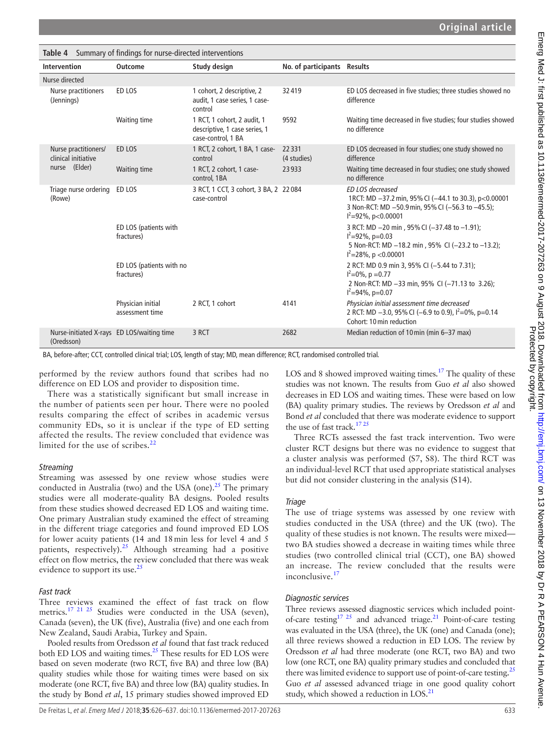**Table 4** Summary of findings for nurse-directed interventions

| Intervention | Outcome | Study design | No. of participants | Results |
|---|---|---|---|---|
| Nurse directed | | | | |
| Nurse practitioners (Jennings) | ED LOS | 1 cohort, 2 descriptive, 2 audit, 1 case series, 1 case-control | 32 419 | ED LOS decreased in five studies; three studies showed no difference |
| | Waiting time | 1 RCT, 1 cohort, 2 audit, 1 descriptive, 1 case series, 1 case-control, 1 BA | 9592 | Waiting time decreased in five studies; four studies showed no difference |
| Nurse practitioners/ clinical initiative nurse (Elder) | ED LOS | 1 RCT, 2 cohort, 1 BA, 1 case-control | 22 331 (4 studies) | ED LOS decreased in four studies; one study showed no difference |
| | Waiting time | 1 RCT, 2 cohort, 1 case-control, 1BA | 23 933 | Waiting time decreased in four studies; one study showed no difference |
| Triage nurse ordering (Rowe) | ED LOS | 3 RCT, 1 CCT, 3 cohort, 3 BA, 2 case-control | 22 084 | *ED LOS decreased* 1RCT: MD −37.2 min, 95% CI (−44.1 to 30.3), p<0.00001 3 Non-RCT: MD −50.9 min, 95% CI (−56.3 to −45.5); $I^2$=92%, p<0.00001 |
| | ED LOS (patients with fractures) | | | 3 RCT: MD −20 min , 95% CI (−37.48 to −1.91); $I^2$=92%, p=0.03 5 Non-RCT: MD −18.2 min , 95% CI (−23.2 to −13.2); $I^2$=28%, p <0.00001 |
| | ED LOS (patients with no fractures) | | | 2 RCT: MD 0.9 min 3, 95% CI (−5.44 to 7.31); $I^2$=0%, p =0.77 2 Non-RCT: MD −33 min, 95% CI (−71.13 to 3.26); $I^2$=94%, p=0.07 |
| | Physician initial assessment time | 2 RCT, 1 cohort | 4141 | *Physician initial assessment time decreased* 2 RCT: MD −3.0, 95% CI (−6.9 to 0.9), $I^2$=0%, p=0.14 Cohort: 10 min reduction |
| Nurse-initiated X-rays (Oredsson) | ED LOS/waiting time | 3 RCT | 2682 | Median reduction of 10 min (min 6–37 max) |

BA, before-after; CCT, controlled clinical trial; LOS, length of stay; MD, mean difference; RCT, randomised controlled trial.

performed by the review authors found that scribes had no difference on ED LOS and provider to disposition time.

There was a statistically significant but small increase in the number of patients seen per hour. There were no pooled results comparing the effect of scribes in academic versus community EDs, so it is unclear if the type of ED setting affected the results. The review concluded that evidence was limited for the use of scribes.[22]

### *Streaming*

Streaming was assessed by one review whose studies were conducted in Australia (two) and the USA (one).[25] The primary studies were all moderate-quality BA designs. Pooled results from these studies showed decreased ED LOS and waiting time. One primary Australian study examined the effect of streaming in the different triage categories and found improved ED LOS for lower acuity patients (14 and 18 min less for level 4 and 5 patients, respectively).[25] Although streaming had a positive effect on flow metrics, the review concluded that there was weak evidence to support its use.[25]

### *Fast track*

Three reviews examined the effect of fast track on flow metrics.[17 21 25] Studies were conducted in the USA (seven), Canada (seven), the UK (five), Australia (five) and one each from New Zealand, Saudi Arabia, Turkey and Spain.

Pooled results from Oredsson *et al* found that fast track reduced both ED LOS and waiting times.[25] These results for ED LOS were based on seven moderate (two RCT, five BA) and three low (BA) quality studies while those for waiting times were based on six moderate (one RCT, five BA) and three low (BA) quality studies. In the study by Bond *et al*, 15 primary studies showed improved ED LOS and 8 showed improved waiting times.[17] The quality of these studies was not known. The results from Guo *et al* also showed decreases in ED LOS and waiting times. These were based on low (BA) quality primary studies. The reviews by Oredsson *et al* and Bond *et al* concluded that there was moderate evidence to support the use of fast track.[17 25]

Three RCTs assessed the fast track intervention. Two were cluster RCT designs but there was no evidence to suggest that a cluster analysis was performed (S7, S8). The third RCT was an individual-level RCT that used appropriate statistical analyses but did not consider clustering in the analysis (S14).

### *Triage*

The use of triage systems was assessed by one review with studies conducted in the USA (three) and the UK (two). The quality of these studies is not known. The results were mixed—two BA studies showed a decrease in waiting times while three studies (two controlled clinical trial (CCT), one BA) showed an increase. The review concluded that the results were inconclusive.[17]

### *Diagnostic services*

Three reviews assessed diagnostic services which included point-of-care testing[17 25] and advanced triage.[21] Point-of-care testing was evaluated in the USA (three), the UK (one) and Canada (one); all three reviews showed a reduction in ED LOS. The review by Oredsson *et al* had three moderate (one RCT, two BA) and two low (one RCT, one BA) quality primary studies and concluded that there was limited evidence to support use of point-of-care testing.[25] Guo *et al* assessed advanced triage in one good quality cohort study, which showed a reduction in LOS.[21]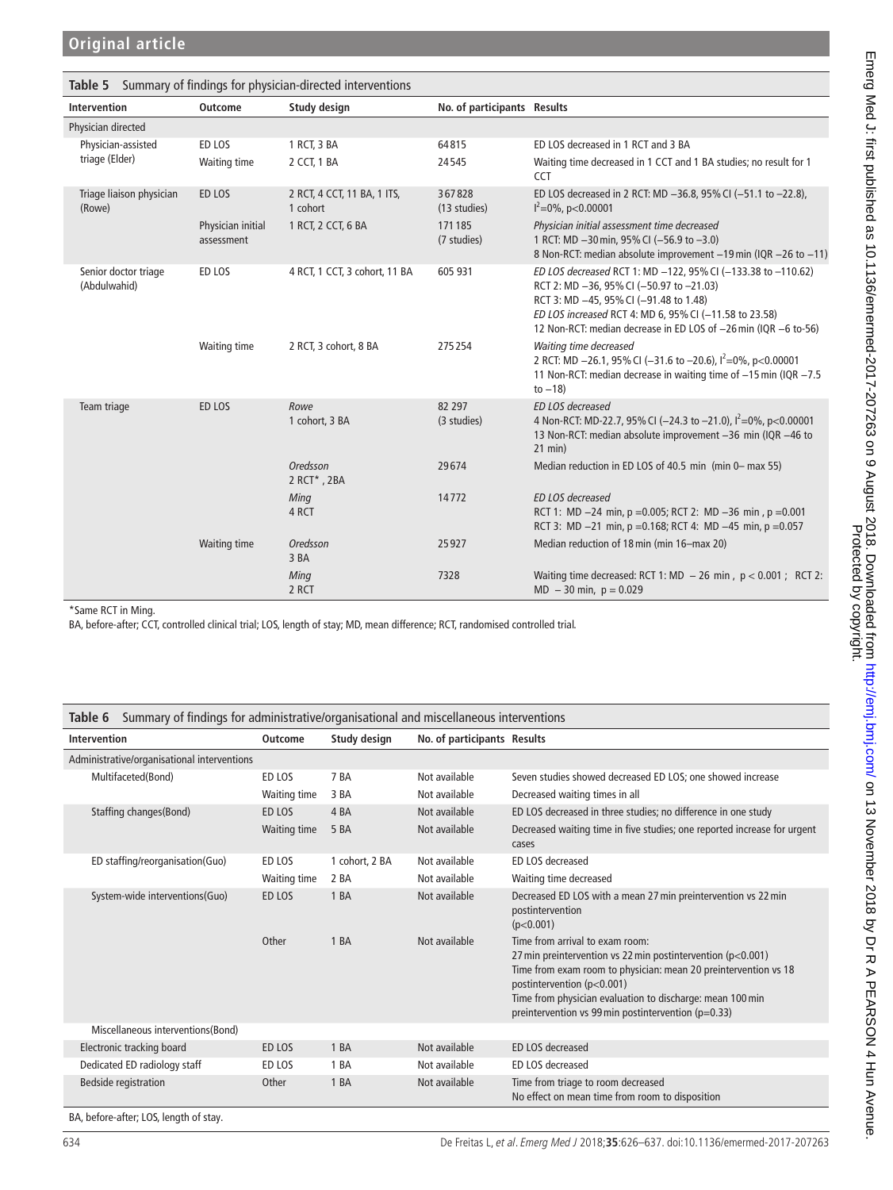**Table 5** Summary of findings for physician-directed interventions

| Intervention | Outcome | Study design | No. of participants | Results |
|---|---|---|---|---|
| Physician directed | | | | |
| Physician-assisted triage (Elder) | ED LOS | 1 RCT, 3 BA | 64815 | ED LOS decreased in 1 RCT and 3 BA |
| | Waiting time | 2 CCT, 1 BA | 24545 | Waiting time decreased in 1 CCT and 1 BA studies; no result for 1 CCT |
| Triage liaison physician (Rowe) | ED LOS | 2 RCT, 4 CCT, 11 BA, 1 ITS, 1 cohort | 367828 (13 studies) | ED LOS decreased in 2 RCT: MD −36.8, 95% CI (−51.1 to −22.8), $I^2$=0%, p<0.00001 |
| | Physician initial assessment | 1 RCT, 2 CCT, 6 BA | 171185 (7 studies) | *Physician initial assessment time decreased*<br>1 RCT: MD −30 min, 95% CI (−56.9 to −3.0)<br>8 Non-RCT: median absolute improvement −19 min (IQR −26 to −11) |
| Senior doctor triage (Abdulwahid) | ED LOS | 4 RCT, 1 CCT, 3 cohort, 11 BA | 605 931 | *ED LOS decreased* RCT 1: MD −122, 95% CI (−133.38 to −110.62)<br>RCT 2: MD −36, 95% CI (−50.97 to −21.03)<br>RCT 3: MD −45, 95% CI (−91.48 to 1.48)<br>*ED LOS increased* RCT 4: MD 6, 95% CI (−11.58 to 23.58)<br>12 Non-RCT: median decrease in ED LOS of −26 min (IQR −6 to-56) |
| | Waiting time | 2 RCT, 3 cohort, 8 BA | 275254 | *Waiting time decreased*<br>2 RCT: MD −26.1, 95% CI (−31.6 to −20.6), $I^2$=0%, p<0.00001<br>11 Non-RCT: median decrease in waiting time of −15 min (IQR −7.5 to −18) |
| Team triage | ED LOS | *Rowe*<br>1 cohort, 3 BA | 82 297 (3 studies) | *ED LOS decreased*<br>4 Non-RCT: MD-22.7, 95% CI (−24.3 to −21.0), $I^2$=0%, p<0.00001<br>13 Non-RCT: median absolute improvement −36 min (IQR −46 to 21 min) |
| | | *Oredsson*<br>2 RCT*, 2BA | 29674 | Median reduction in ED LOS of 40.5 min (min 0– max 55) |
| | | *Ming*<br>4 RCT | 14772 | *ED LOS decreased*<br>RCT 1: MD −24 min, p =0.005; RCT 2: MD −36 min, p =0.001<br>RCT 3: MD −21 min, p =0.168; RCT 4: MD −45 min, p =0.057 |
| | Waiting time | *Oredsson*<br>3 BA | 25927 | Median reduction of 18 min (min 16–max 20) |
| | | *Ming*<br>2 RCT | 7328 | Waiting time decreased: RCT 1: MD − 26 min, p < 0.001; RCT 2: MD − 30 min, p = 0.029 |

*Same RCT in Ming.

BA, before-after; CCT, controlled clinical trial; LOS, length of stay; MD, mean difference; RCT, randomised controlled trial.

**Table 6** Summary of findings for administrative/organisational and miscellaneous interventions

| Intervention | Outcome | Study design | No. of participants | Results |
|---|---|---|---|---|
| Administrative/organisational interventions | | | | |
| Multifaceted(Bond) | ED LOS | 7 BA | Not available | Seven studies showed decreased ED LOS; one showed increase |
| | Waiting time | 3 BA | Not available | Decreased waiting times in all |
| Staffing changes(Bond) | ED LOS | 4 BA | Not available | ED LOS decreased in three studies; no difference in one study |
| | Waiting time | 5 BA | Not available | Decreased waiting time in five studies; one reported increase for urgent cases |
| ED staffing/reorganisation(Guo) | ED LOS | 1 cohort, 2 BA | Not available | ED LOS decreased |
| | Waiting time | 2 BA | Not available | Waiting time decreased |
| System-wide interventions(Guo) | ED LOS | 1 BA | Not available | Decreased ED LOS with a mean 27 min preintervention vs 22 min postintervention (p<0.001) |
| | Other | 1 BA | Not available | Time from arrival to exam room:<br>27 min preintervention vs 22 min postintervention (p<0.001)<br>Time from exam room to physician: mean 20 preintervention vs 18 postintervention (p<0.001)<br>Time from physician evaluation to discharge: mean 100 min preintervention vs 99 min postintervention (p=0.33) |
| Miscellaneous interventions(Bond) | | | | |
| Electronic tracking board | ED LOS | 1 BA | Not available | ED LOS decreased |
| Dedicated ED radiology staff | ED LOS | 1 BA | Not available | ED LOS decreased |
| Bedside registration | Other | 1 BA | Not available | Time from triage to room decreased<br>No effect on mean time from room to disposition |

BA, before-after; LOS, length of stay.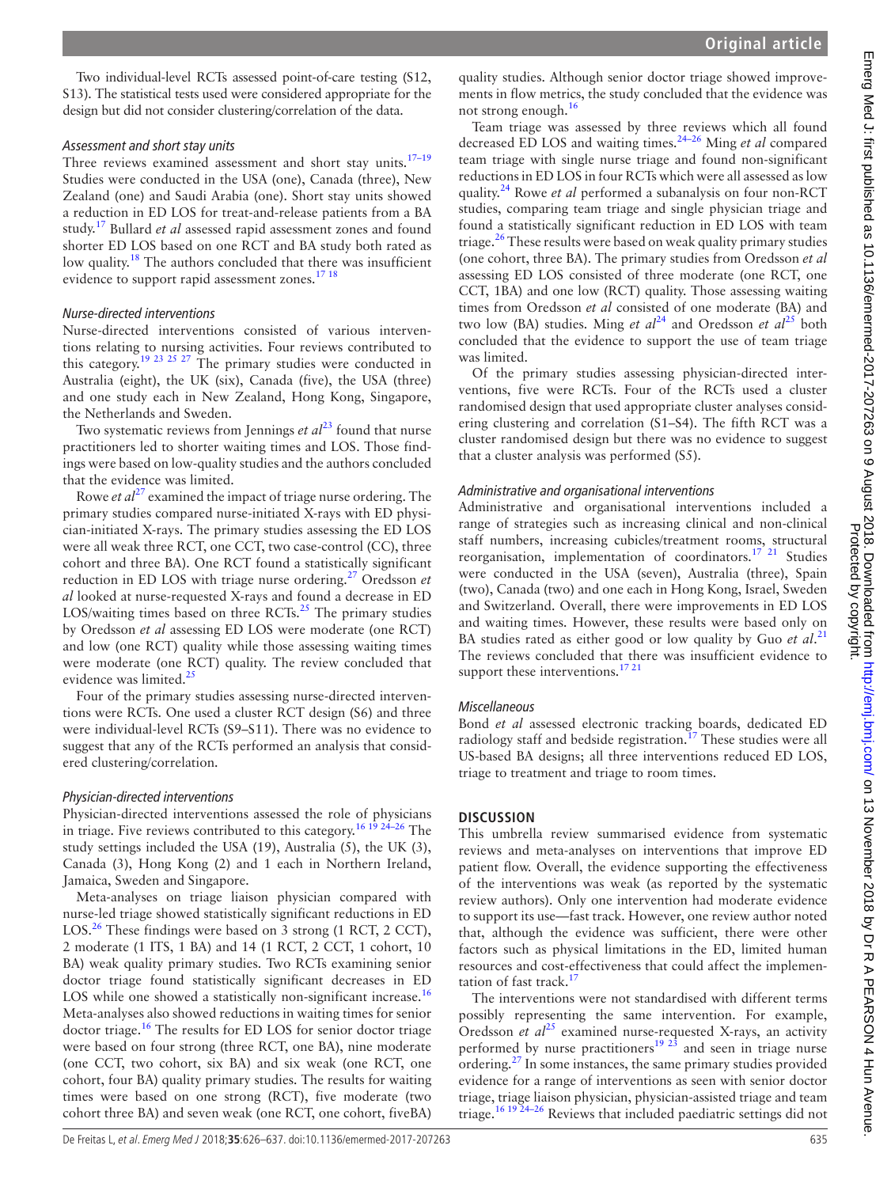Two individual-level RCTs assessed point-of-care testing (S12, S13). The statistical tests used were considered appropriate for the design but did not consider clustering/correlation of the data.

### *Assessment and short stay units*

Three reviews examined assessment and short stay units.[17–19] Studies were conducted in the USA (one), Canada (three), New Zealand (one) and Saudi Arabia (one). Short stay units showed a reduction in ED LOS for treat-and-release patients from a BA study.[17] Bullard *et al* assessed rapid assessment zones and found shorter ED LOS based on one RCT and BA study both rated as low quality.[18] The authors concluded that there was insufficient evidence to support rapid assessment zones.[17 18]

### *Nurse-directed interventions*

Nurse-directed interventions consisted of various interventions relating to nursing activities. Four reviews contributed to this category.[19 23 25 27] The primary studies were conducted in Australia (eight), the UK (six), Canada (five), the USA (three) and one study each in New Zealand, Hong Kong, Singapore, the Netherlands and Sweden.

Two systematic reviews from Jennings *et al*[23] found that nurse practitioners led to shorter waiting times and LOS. Those findings were based on low-quality studies and the authors concluded that the evidence was limited.

Rowe *et al*[27] examined the impact of triage nurse ordering. The primary studies compared nurse-initiated X-rays with ED physician-initiated X-rays. The primary studies assessing the ED LOS were all weak three RCT, one CCT, two case-control (CC), three cohort and three BA). One RCT found a statistically significant reduction in ED LOS with triage nurse ordering.[27] Oredsson *et al* looked at nurse-requested X-rays and found a decrease in ED LOS/waiting times based on three RCTs.[25] The primary studies by Oredsson *et al* assessing ED LOS were moderate (one RCT) and low (one RCT) quality while those assessing waiting times were moderate (one RCT) quality. The review concluded that evidence was limited.[25]

Four of the primary studies assessing nurse-directed interventions were RCTs. One used a cluster RCT design (S6) and three were individual-level RCTs (S9–S11). There was no evidence to suggest that any of the RCTs performed an analysis that considered clustering/correlation.

### *Physician-directed interventions*

Physician-directed interventions assessed the role of physicians in triage. Five reviews contributed to this category.[16 19 24–26] The study settings included the USA (19), Australia (5), the UK (3), Canada (3), Hong Kong (2) and 1 each in Northern Ireland, Jamaica, Sweden and Singapore.

Meta-analyses on triage liaison physician compared with nurse-led triage showed statistically significant reductions in ED LOS.[26] These findings were based on 3 strong (1 RCT, 2 CCT), 2 moderate (1 ITS, 1 BA) and 14 (1 RCT, 2 CCT, 1 cohort, 10 BA) weak quality primary studies. Two RCTs examining senior doctor triage found statistically significant decreases in ED LOS while one showed a statistically non-significant increase.[16] Meta-analyses also showed reductions in waiting times for senior doctor triage.[16] The results for ED LOS for senior doctor triage were based on four strong (three RCT, one BA), nine moderate (one CCT, two cohort, six BA) and six weak (one RCT, one cohort, four BA) quality primary studies. The results for waiting times were based on one strong (RCT), five moderate (two cohort three BA) and seven weak (one RCT, one cohort, fiveBA) quality studies. Although senior doctor triage showed improvements in flow metrics, the study concluded that the evidence was not strong enough.[16]

Team triage was assessed by three reviews which all found decreased ED LOS and waiting times.[24–26] Ming *et al* compared team triage with single nurse triage and found non-significant reductions in ED LOS in four RCTs which were all assessed as low quality.[24] Rowe *et al* performed a subanalysis on four non-RCT studies, comparing team triage and single physician triage and found a statistically significant reduction in ED LOS with team triage.[26] These results were based on weak quality primary studies (one cohort, three BA). The primary studies from Oredsson *et al* assessing ED LOS consisted of three moderate (one RCT, one CCT, 1BA) and one low (RCT) quality. Those assessing waiting times from Oredsson *et al* consisted of one moderate (BA) and two low (BA) studies. Ming *et al*[24] and Oredsson *et al*[25] both concluded that the evidence to support the use of team triage was limited.

Of the primary studies assessing physician-directed interventions, five were RCTs. Four of the RCTs used a cluster randomised design that used appropriate cluster analyses considering clustering and correlation (S1–S4). The fifth RCT was a cluster randomised design but there was no evidence to suggest that a cluster analysis was performed (S5).

### *Administrative and organisational interventions*

Administrative and organisational interventions included a range of strategies such as increasing clinical and non-clinical staff numbers, increasing cubicles/treatment rooms, structural reorganisation, implementation of coordinators.[17 21] Studies were conducted in the USA (seven), Australia (three), Spain (two), Canada (two) and one each in Hong Kong, Israel, Sweden and Switzerland. Overall, there were improvements in ED LOS and waiting times. However, these results were based only on BA studies rated as either good or low quality by Guo *et al*.[21] The reviews concluded that there was insufficient evidence to support these interventions.[17 21]

### *Miscellaneous*

Bond *et al* assessed electronic tracking boards, dedicated ED radiology staff and bedside registration.[17] These studies were all US-based BA designs; all three interventions reduced ED LOS, triage to treatment and triage to room times.

## DISCUSSION

This umbrella review summarised evidence from systematic reviews and meta-analyses on interventions that improve ED patient flow. Overall, the evidence supporting the effectiveness of the interventions was weak (as reported by the systematic review authors). Only one intervention had moderate evidence to support its use—fast track. However, one review author noted that, although the evidence was sufficient, there were other factors such as physical limitations in the ED, limited human resources and cost-effectiveness that could affect the implementation of fast track.[17]

The interventions were not standardised with different terms possibly representing the same intervention. For example, Oredsson *et al*[25] examined nurse-requested X-rays, an activity performed by nurse practitioners[19 23] and seen in triage nurse ordering.[27] In some instances, the same primary studies provided evidence for a range of interventions as seen with senior doctor triage, triage liaison physician, physician-assisted triage and team triage.[16 19 24–26] Reviews that included paediatric settings did not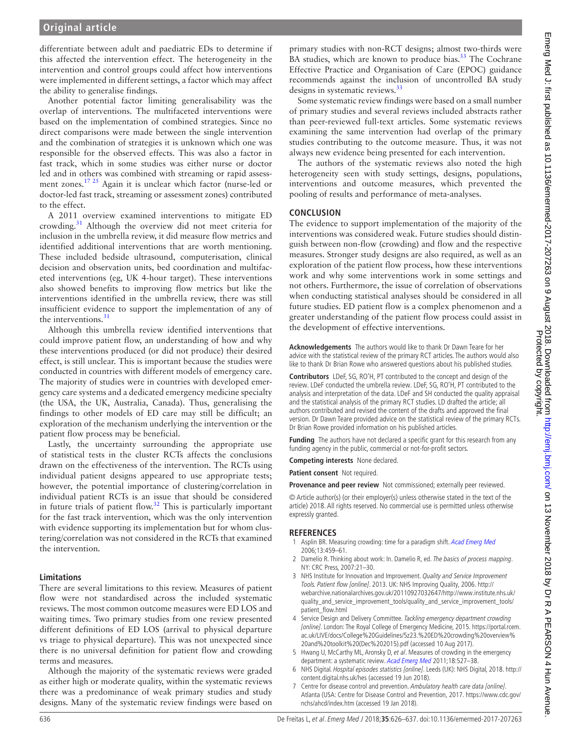differentiate between adult and paediatric EDs to determine if this affected the intervention effect. The heterogeneity in the intervention and control groups could affect how interventions were implemented in different settings, a factor which may affect the ability to generalise findings.

Another potential factor limiting generalisability was the overlap of interventions. The multifaceted interventions were based on the implementation of combined strategies. Since no direct comparisons were made between the single intervention and the combination of strategies it is unknown which one was responsible for the observed effects. This was also a factor in fast track, which in some studies was either nurse or doctor led and in others was combined with streaming or rapid assessment zones.[17 25] Again it is unclear which factor (nurse-led or doctor-led fast track, streaming or assessment zones) contributed to the effect.

A 2011 overview examined interventions to mitigate ED crowding.[31] Although the overview did not meet criteria for inclusion in the umbrella review, it did measure flow metrics and identified additional interventions that are worth mentioning. These included bedside ultrasound, computerisation, clinical decision and observation units, bed coordination and multifaceted interventions (eg, UK 4-hour target). These interventions also showed benefits to improving flow metrics but like the interventions identified in the umbrella review, there was still insufficient evidence to support the implementation of any of the interventions.[31]

Although this umbrella review identified interventions that could improve patient flow, an understanding of how and why these interventions produced (or did not produce) their desired effect, is still unclear. This is important because the studies were conducted in countries with different models of emergency care. The majority of studies were in countries with developed emergency care systems and a dedicated emergency medicine specialty (the USA, the UK, Australia, Canada). Thus, generalising the findings to other models of ED care may still be difficult; an exploration of the mechanism underlying the intervention or the patient flow process may be beneficial.

Lastly, the uncertainty surrounding the appropriate use of statistical tests in the cluster RCTs affects the conclusions drawn on the effectiveness of the intervention. The RCTs using individual patient designs appeared to use appropriate tests; however, the potential importance of clustering/correlation in individual patient RCTs is an issue that should be considered in future trials of patient flow.[32] This is particularly important for the fast track intervention, which was the only intervention with evidence supporting its implementation but for whom clustering/correlation was not considered in the RCTs that examined the intervention.

### Limitations

There are several limitations to this review. Measures of patient flow were not standardised across the included systematic reviews. The most common outcome measures were ED LOS and waiting times. Two primary studies from one review presented different definitions of ED LOS (arrival to physical departure vs triage to physical departure). This was not unexpected since there is no universal definition for patient flow and crowding terms and measures.

Although the majority of the systematic reviews were graded as either high or moderate quality, within the systematic reviews there was a predominance of weak primary studies and study designs. Many of the systematic review findings were based on primary studies with non-RCT designs; almost two-thirds were BA studies, which are known to produce bias.[33] The Cochrane Effective Practice and Organisation of Care (EPOC) guidance recommends against the inclusion of uncontrolled BA study designs in systematic reviews.[33]

Some systematic review findings were based on a small number of primary studies and several reviews included abstracts rather than peer-reviewed full-text articles. Some systematic reviews examining the same intervention had overlap of the primary studies contributing to the outcome measure. Thus, it was not always new evidence being presented for each intervention.

The authors of the systematic reviews also noted the high heterogeneity seen with study settings, designs, populations, interventions and outcome measures, which prevented the pooling of results and performance of meta-analyses.

## CONCLUSION

The evidence to support implementation of the majority of the interventions was considered weak. Future studies should distinguish between non-flow (crowding) and flow and the respective measures. Stronger study designs are also required, as well as an exploration of the patient flow process, how these interventions work and why some interventions work in some settings and not others. Furthermore, the issue of correlation of observations when conducting statistical analyses should be considered in all future studies. ED patient flow is a complex phenomenon and a greater understanding of the patient flow process could assist in the development of effective interventions.

**Acknowledgements** The authors would like to thank Dr Dawn Teare for her advice with the statistical review of the primary RCT articles. The authors would also like to thank Dr Brian Rowe who answered questions about his published studies.

**Contributors** LDeF, SG, RO'H, PT contributed to the concept and design of the review. LDeF conducted the umbrella review. LDeF, SG, RO'H, PT contributed to the analysis and interpretation of the data. LDeF and SH conducted the quality appraisal and the statistical analysis of the primary RCT studies. LD drafted the article; all authors contributed and revised the content of the drafts and approved the final version. Dr Dawn Teare provided advice on the statistical review of the primary RCTs. Dr Brian Rowe provided information on his published articles.

**Funding** The authors have not declared a specific grant for this research from any funding agency in the public, commercial or not-for-profit sectors.

**Competing interests** None declared.

**Patient consent** Not required.

**Provenance and peer review** Not commissioned; externally peer reviewed.

© Article author(s) (or their employer(s) unless otherwise stated in the text of the article) 2018. All rights reserved. No commercial use is permitted unless otherwise expressly granted.

## REFERENCES

1. Asplin BR. Measuring crowding: time for a paradigm shift. *Acad Emerg Med* 2006;13:459–61.
2. Damelio R. Thinking about work: In. Damelio R, ed. *The basics of process mapping*. NY: CRC Press, 2007:21–30.
3. NHS Institute for Innovation and Improvement. *Quality and Service Improvement Tools. Patient flow [online]*. 2013. UK: NHS Improving Quality, 2006. http://webarchive.nationalarchives.gov.uk/20110927032647/http://www.institute.nhs.uk/quality_and_service_improvement_tools/quality_and_service_improvement_tools/patient_flow.html
4. Service Design and Delivery Committee. *Tackling emergency department crowding [online]*. London: The Royal College of Emergency Medicine, 2015. https://portal.rcem.ac.uk/LIVE/docs/College%20Guidelines/5z23.%20ED%20crowding%20overview%20and%20toolkit%20(Dec%202015).pdf (accessed 10 Aug 2017).
5. Hwang U, McCarthy ML, Aronsky D, *et al*. Measures of crowding in the emergency department: a systematic review. *Acad Emerg Med* 2011;18:527–38.
6. NHS Digital. *Hospital episodes statistics [online]*. Leeds (UK): NHS Digital, 2018. http://content.digital.nhs.uk/hes (accessed 19 Jun 2018).
7. Centre for disease control and prevention. *Ambulatory health care data [online]*. Atlanta (USA: Centre for Disease Control and Prevention, 2017. https://www.cdc.gov/nchs/ahcd/index.htm (accessed 19 Jan 2018).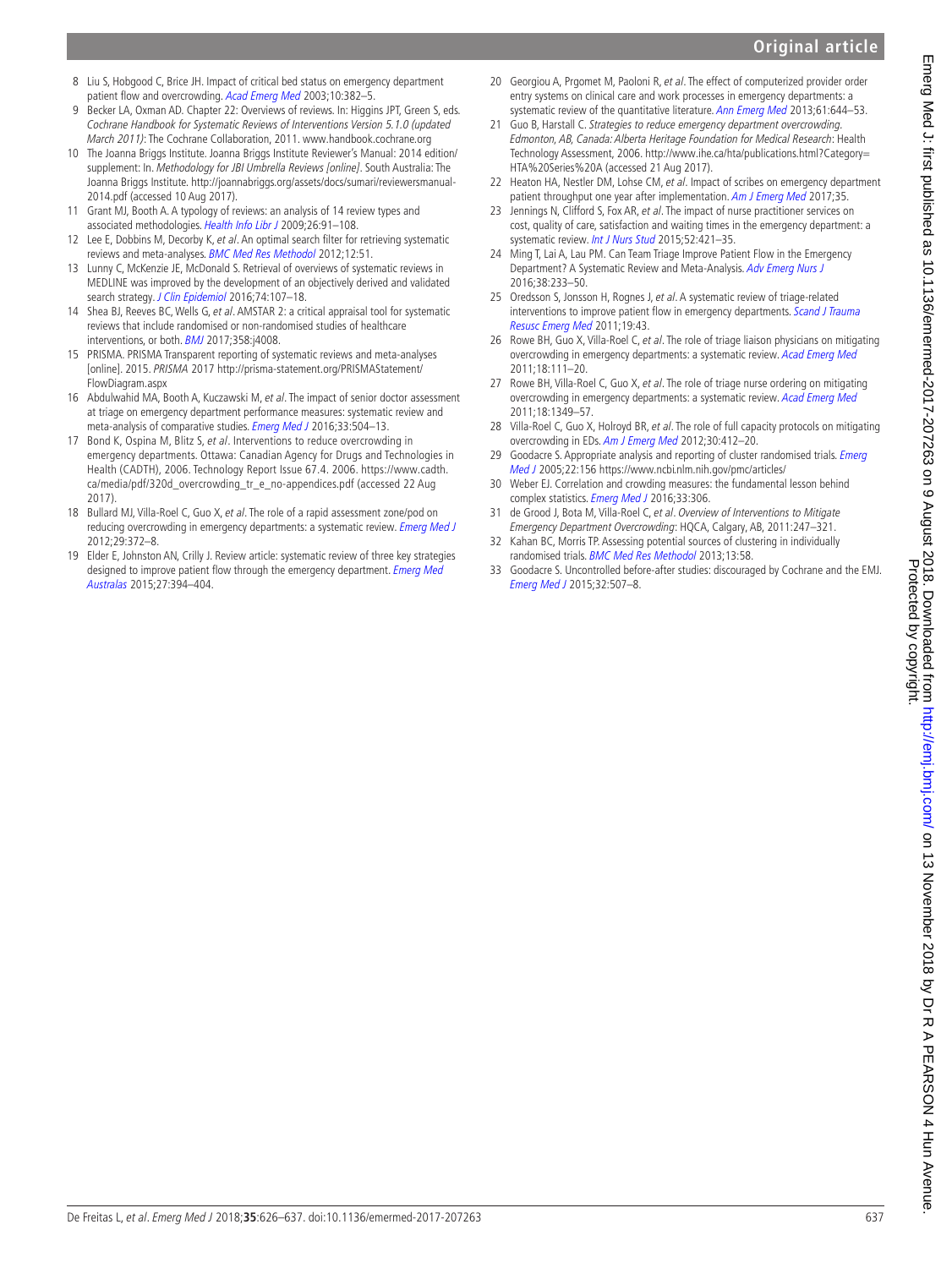8 Liu S, Hobgood C, Brice JH. Impact of critical bed status on emergency department patient flow and overcrowding. *Acad Emerg Med* 2003;10:382–5.
9 Becker LA, Oxman AD. Chapter 22: Overviews of reviews. In: Higgins JPT, Green S, eds. *Cochrane Handbook for Systematic Reviews of Interventions Version 5.1.0 (updated March 2011)*: The Cochrane Collaboration, 2011. www.handbook.cochrane.org
10 The Joanna Briggs Institute. Joanna Briggs Institute Reviewer's Manual: 2014 edition/ supplement: In. *Methodology for JBI Umbrella Reviews [online]*. South Australia: The Joanna Briggs Institute. http://joannabriggs.org/assets/docs/sumari/reviewersmanual-2014.pdf (accessed 10 Aug 2017).
11 Grant MJ, Booth A. A typology of reviews: an analysis of 14 review types and associated methodologies. *Health Info Libr J* 2009;26:91–108.
12 Lee E, Dobbins M, Decorby K, *et al*. An optimal search filter for retrieving systematic reviews and meta-analyses. *BMC Med Res Methodol* 2012;12:51.
13 Lunny C, McKenzie JE, McDonald S. Retrieval of overviews of systematic reviews in MEDLINE was improved by the development of an objectively derived and validated search strategy. *J Clin Epidemiol* 2016;74:107–18.
14 Shea BJ, Reeves BC, Wells G, *et al*. AMSTAR 2: a critical appraisal tool for systematic reviews that include randomised or non-randomised studies of healthcare interventions, or both. *BMJ* 2017;358:j4008.
15 PRISMA. PRISMA Transparent reporting of systematic reviews and meta-analyses [online]. 2015. *PRISMA* 2017 http://prisma-statement.org/PRISMAStatement/FlowDiagram.aspx
16 Abdulwahid MA, Booth A, Kuczawski M, *et al*. The impact of senior doctor assessment at triage on emergency department performance measures: systematic review and meta-analysis of comparative studies. *Emerg Med J* 2016;33:504–13.
17 Bond K, Ospina M, Blitz S, *et al*. Interventions to reduce overcrowding in emergency departments. Ottawa: Canadian Agency for Drugs and Technologies in Health (CADTH), 2006. Technology Report Issue 67.4. 2006. https://www.cadth.ca/media/pdf/320d_overcrowding_tr_e_no-appendices.pdf (accessed 22 Aug 2017).
18 Bullard MJ, Villa-Roel C, Guo X, *et al*. The role of a rapid assessment zone/pod on reducing overcrowding in emergency departments: a systematic review. *Emerg Med J* 2012;29:372–8.
19 Elder E, Johnston AN, Crilly J. Review article: systematic review of three key strategies designed to improve patient flow through the emergency department. *Emerg Med Australas* 2015;27:394–404.
20 Georgiou A, Prgomet M, Paoloni R, *et al*. The effect of computerized provider order entry systems on clinical care and work processes in emergency departments: a systematic review of the quantitative literature. *Ann Emerg Med* 2013;61:644–53.
21 Guo B, Harstall C. *Strategies to reduce emergency department overcrowding. Edmonton, AB, Canada: Alberta Heritage Foundation for Medical Research*: Health Technology Assessment, 2006. http://www.ihe.ca/hta/publications.html?Category=HTA%20Series%20A (accessed 21 Aug 2017).
22 Heaton HA, Nestler DM, Lohse CM, *et al*. Impact of scribes on emergency department patient throughput one year after implementation. *Am J Emerg Med* 2017;35.
23 Jennings N, Clifford S, Fox AR, *et al*. The impact of nurse practitioner services on cost, quality of care, satisfaction and waiting times in the emergency department: a systematic review. *Int J Nurs Stud* 2015;52:421–35.
24 Ming T, Lai A, Lau PM. Can Team Triage Improve Patient Flow in the Emergency Department? A Systematic Review and Meta-Analysis. *Adv Emerg Nurs J* 2016;38:233–50.
25 Oredsson S, Jonsson H, Rognes J, *et al*. A systematic review of triage-related interventions to improve patient flow in emergency departments. *Scand J Trauma Resusc Emerg Med* 2011;19:43.
26 Rowe BH, Guo X, Villa-Roel C, *et al*. The role of triage liaison physicians on mitigating overcrowding in emergency departments: a systematic review. *Acad Emerg Med* 2011;18:111–20.
27 Rowe BH, Villa-Roel C, Guo X, *et al*. The role of triage nurse ordering on mitigating overcrowding in emergency departments: a systematic review. *Acad Emerg Med* 2011;18:1349–57.
28 Villa-Roel C, Guo X, Holroyd BR, *et al*. The role of full capacity protocols on mitigating overcrowding in EDs. *Am J Emerg Med* 2012;30:412–20.
29 Goodacre S. Appropriate analysis and reporting of cluster randomised trials. *Emerg Med J* 2005;22:156 https://www.ncbi.nlm.nih.gov/pmc/articles/
30 Weber EJ. Correlation and crowding measures: the fundamental lesson behind complex statistics. *Emerg Med J* 2016;33:306.
31 de Grood J, Bota M, Villa-Roel C, *et al*. *Overview of Interventions to Mitigate Emergency Department Overcrowding*: HQCA, Calgary, AB, 2011:247–321.
32 Kahan BC, Morris TP. Assessing potential sources of clustering in individually randomised trials. *BMC Med Res Methodol* 2013;13:58.
33 Goodacre S. Uncontrolled before-after studies: discouraged by Cochrane and the EMJ. *Emerg Med J* 2015;32:507–8.